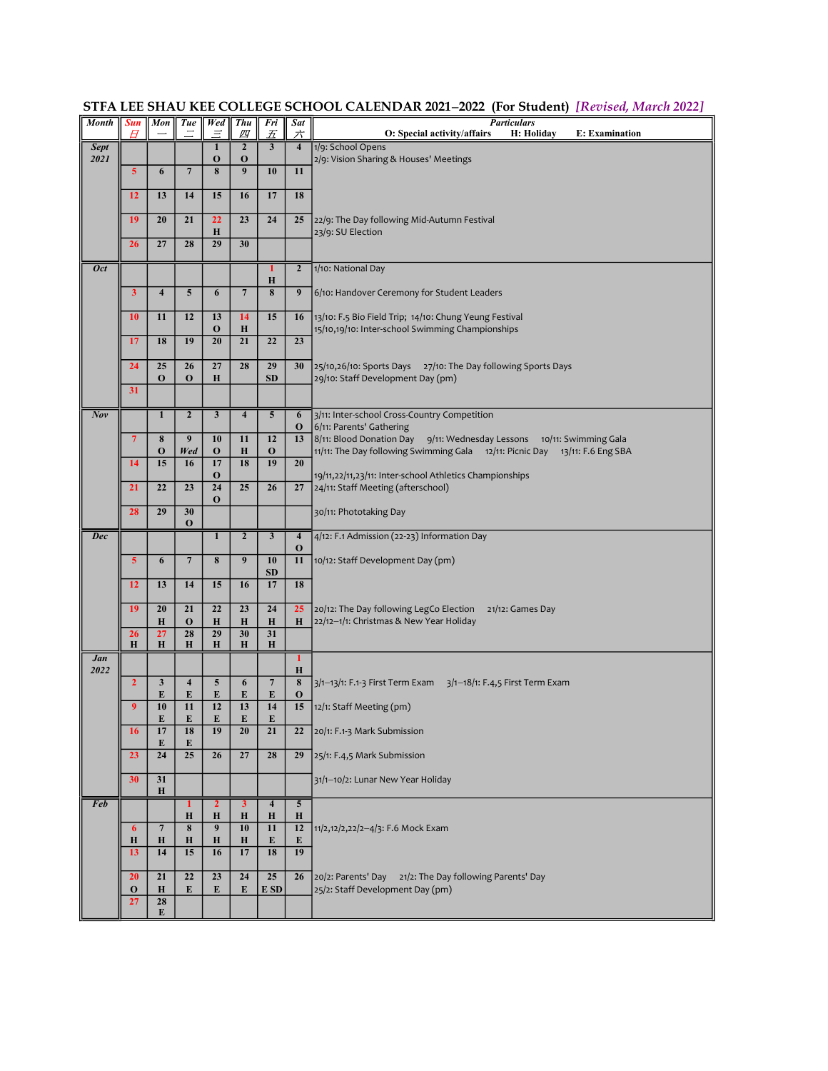# STFA LEE SHAU KEE COLLEGE SCHOOL CALENDAR 2021–2022 (For Student) *[Revised, March 2022]*

| Month | Sun 日 | Mon 一 | Tue 二 | Wed 三 | Thu 四 | Fri 五 | Sat 六 | Particulars<br>O: Special activity/affairs H: Holiday E: Examination |
|---|---|---|---|---|---|---|---|---|
| **Sept 2021** | | | | 1 O | 2 O | 3 | 4 | 1/9: School Opens<br>2/9: Vision Sharing & Houses' Meetings |
| | 5 | 6 | 7 | 8 | 9 | 10 | 11 | |
| | 12 | 13 | 14 | 15 | 16 | 17 | 18 | |
| | 19 | 20 | 21 | 22 H | 23 | 24 | 25 | 22/9: The Day following Mid-Autumn Festival<br>23/9: SU Election |
| | 26 | 27 | 28 | 29 | 30 | | | |
| **Oct** | | | | | | 1 H | 2 | 1/10: National Day |
| | 3 | 4 | 5 | 6 | 7 | 8 | 9 | 6/10: Handover Ceremony for Student Leaders |
| | 10 | 11 | 12 | 13 O | 14 H | 15 | 16 | 13/10: F.5 Bio Field Trip; 14/10: Chung Yeung Festival<br>15/10,19/10: Inter-school Swimming Championships |
| | 17 | 18 | 19 | 20 | 21 | 22 | 23 | |
| | 24 | 25 O | 26 O | 27 H | 28 | 29 SD | 30 | 25/10,26/10: Sports Days 27/10: The Day following Sports Days<br>29/10: Staff Development Day (pm) |
| | 31 | | | | | | | |
| **Nov** | | 1 | 2 | 3 | 4 | 5 | 6 O | 3/11: Inter-school Cross-Country Competition<br>6/11: Parents' Gathering |
| | 7 | 8 O | 9 Wed | 10 O | 11 H | 12 O | 13 | 8/11: Blood Donation Day 9/11: Wednesday Lessons 10/11: Swimming Gala<br>11/11: The Day following Swimming Gala 12/11: Picnic Day 13/11: F.6 Eng SBA |
| | 14 | 15 | 16 | 17 O | 18 | 19 | 20 | 19/11,22/11,23/11: Inter-school Athletics Championships |
| | 21 | 22 | 23 | 24 O | 25 | 26 | 27 | 24/11: Staff Meeting (afterschool) |
| | 28 | 29 | 30 O | | | | | 30/11: Phototaking Day |
| **Dec** | | | | 1 | 2 | 3 | 4 O | 4/12: F.1 Admission (22-23) Information Day |
| | 5 | 6 | 7 | 8 | 9 | 10 SD | 11 | 10/12: Staff Development Day (pm) |
| | 12 | 13 | 14 | 15 | 16 | 17 | 18 | |
| | 19 | 20 H | 21 O | 22 H | 23 H | 24 H | 25 H | 20/12: The Day following LegCo Election 21/12: Games Day<br>22/12–1/1: Christmas & New Year Holiday |
| | 26 H | 27 H | 28 H | 29 H | 30 H | 31 H | | |
| **Jan 2022** | | | | | | | 1 H | |
| | 2 | 3 E | 4 E | 5 E | 6 E | 7 E | 8 O | 3/1–13/1: F.1-3 First Term Exam 3/1–18/1: F.4,5 First Term Exam |
| | 9 | 10 E | 11 E | 12 E | 13 E | 14 E | 15 | 12/1: Staff Meeting (pm) |
| | 16 | 17 E | 18 E | 19 | 20 | 21 | 22 | 20/1: F.1-3 Mark Submission |
| | 23 | 24 | 25 | 26 | 27 | 28 | 29 | 25/1: F.4,5 Mark Submission |
| | 30 | 31 H | | | | | | 31/1–10/2: Lunar New Year Holiday |
| **Feb** | | | 1 H | 2 H | 3 H | 4 H | 5 H | |
| | 6 H | 7 H | 8 H | 9 H | 10 H | 11 E | 12 E | 11/2,12/2,22/2–4/3: F.6 Mock Exam |
| | 13 | 14 | 15 | 16 | 17 | 18 | 19 | |
| | 20 O | 21 H | 22 E | 23 E | 24 E | 25 E SD | 26 | 20/2: Parents' Day 21/2: The Day following Parents' Day<br>25/2: Staff Development Day (pm) |
| | 27 | 28 E | | | | | | |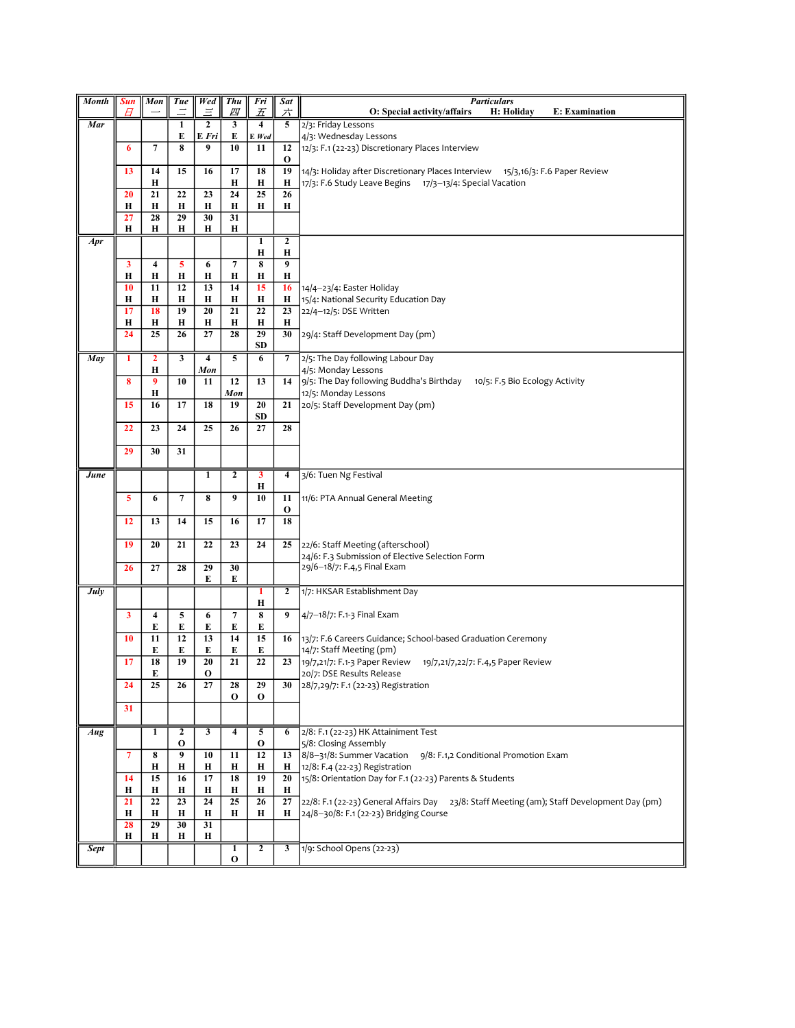| Month | Sun 日 | Mon 一 | Tue 二 | Wed 三 | Thu 四 | Fri 五 | Sat 六 | Particulars<br>O: Special activity/affairs H: Holiday E: Examination |
|---|---|---|---|---|---|---|---|---|
| Mar | | | 1<br>E | 2<br>E Fri | 3<br>E | 4<br>E Wed | 5 | 2/3: Friday Lessons<br>4/3: Wednesday Lessons |
| | 6 | 7 | 8 | 9 | 10 | 11 | 12<br>O | 12/3: F.1 (22-23) Discretionary Places Interview |
| | 13 | 14<br>H | 15 | 16 | 17<br>H | 18<br>H | 19<br>H | 14/3: Holiday after Discretionary Places Interview 15/3,16/3: F.6 Paper Review<br>17/3: F.6 Study Leave Begins 17/3–13/4: Special Vacation |
| | 20<br>H | 21<br>H | 22<br>H | 23<br>H | 24<br>H | 25<br>H | 26<br>H | |
| | 27<br>H | 28<br>H | 29<br>H | 30<br>H | 31<br>H | | | |
| Apr | | | | | | 1<br>H | 2<br>H | |
| | 3<br>H | 4<br>H | 5<br>H | 6<br>H | 7<br>H | 8<br>H | 9<br>H | |
| | 10<br>H | 11<br>H | 12<br>H | 13<br>H | 14<br>H | 15<br>H | 16<br>H | 14/4–23/4: Easter Holiday<br>15/4: National Security Education Day |
| | 17<br>H | 18<br>H | 19<br>H | 20<br>H | 21<br>H | 22<br>H | 23<br>H | 22/4–12/5: DSE Written |
| | 24 | 25 | 26 | 27 | 28 | 29<br>SD | 30 | 29/4: Staff Development Day (pm) |
| May | 1 | 2<br>H | 3 | 4<br>Mon | 5 | 6 | 7 | 2/5: The Day following Labour Day<br>4/5: Monday Lessons |
| | 8 | 9<br>H | 10 | 11 | 12<br>Mon | 13 | 14 | 9/5: The Day following Buddha's Birthday 10/5: F.5 Bio Ecology Activity<br>12/5: Monday Lessons |
| | 15 | 16 | 17 | 18 | 19 | 20<br>SD | 21 | 20/5: Staff Development Day (pm) |
| | 22 | 23 | 24 | 25 | 26 | 27 | 28 | |
| | 29 | 30 | 31 | | | | | |
| June | | | | 1 | 2 | 3<br>H | 4 | 3/6: Tuen Ng Festival |
| | 5 | 6 | 7 | 8 | 9 | 10 | 11<br>O | 11/6: PTA Annual General Meeting |
| | 12 | 13 | 14 | 15 | 16 | 17 | 18 | |
| | 19 | 20 | 21 | 22 | 23 | 24 | 25 | 22/6: Staff Meeting (afterschool)<br>24/6: F.3 Submission of Elective Selection Form |
| | 26 | 27 | 28 | 29<br>E | 30<br>E | | | 29/6–18/7: F.4,5 Final Exam |
| July | | | | | | 1<br>H | 2 | 1/7: HKSAR Establishment Day |
| | 3 | 4<br>E | 5<br>E | 6<br>E | 7<br>E | 8<br>E | 9 | 4/7–18/7: F.1-3 Final Exam |
| | 10 | 11<br>E | 12<br>E | 13<br>E | 14<br>E | 15<br>E | 16 | 13/7: F.6 Careers Guidance; School-based Graduation Ceremony<br>14/7: Staff Meeting (pm) |
| | 17 | 18<br>E | 19 | 20<br>O | 21 | 22 | 23 | 19/7,21/7: F.1-3 Paper Review 19/7,21/7,22/7: F.4,5 Paper Review<br>20/7: DSE Results Release |
| | 24 | 25 | 26 | 27 | 28<br>O | 29<br>O | 30 | 28/7,29/7: F.1 (22-23) Registration |
| | 31 | | | | | | | |
| Aug | | 1 | 2<br>O | 3 | 4 | 5<br>O | 6 | 2/8: F.1 (22-23) HK Attainment Test<br>5/8: Closing Assembly |
| | 7 | 8<br>H | 9<br>H | 10<br>H | 11<br>H | 12<br>H | 13<br>H | 8/8–31/8: Summer Vacation 9/8: F.1,2 Conditional Promotion Exam<br>12/8: F.4 (22-23) Registration |
| | 14<br>H | 15<br>H | 16<br>H | 17<br>H | 18<br>H | 19<br>H | 20<br>H | 15/8: Orientation Day for F.1 (22-23) Parents & Students |
| | 21<br>H | 22<br>H | 23<br>H | 24<br>H | 25<br>H | 26<br>H | 27<br>H | 22/8: F.1 (22-23) General Affairs Day 23/8: Staff Meeting (am); Staff Development Day (pm)<br>24/8–30/8: F.1 (22-23) Bridging Course |
| | 28<br>H | 29<br>H | 30<br>H | 31<br>H | | | | |
| Sept | | | | | 1<br>O | 2 | 3 | 1/9: School Opens (22-23) |